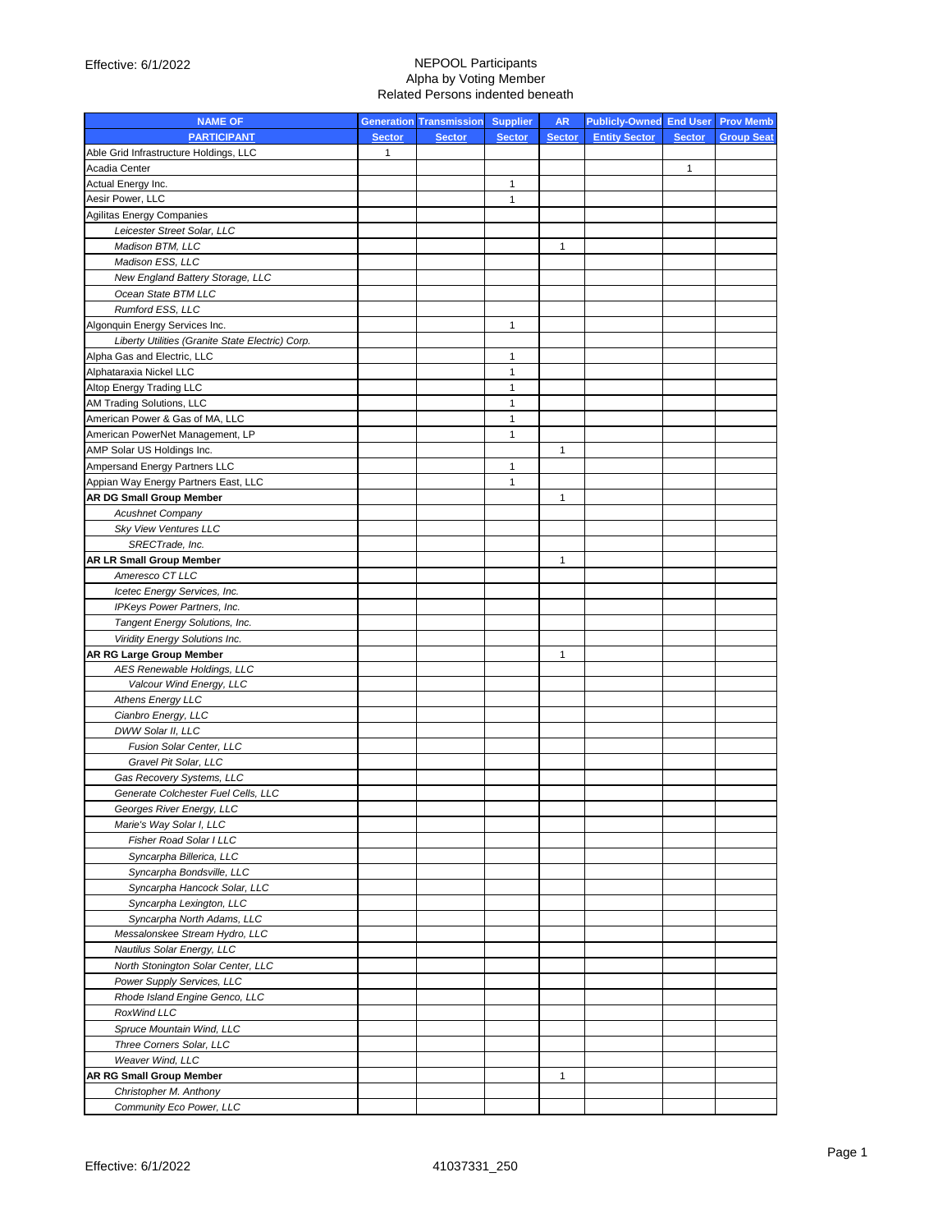Effective: 6/1/2022

NEPOOL Participants
Alpha by Voting Member
Related Persons indented beneath

| NAME OF PARTICIPANT | Generation Sector | Transmission Sector | Supplier Sector | AR Sector | Publicly-Owned Entity Sector | End User Sector | Prov Memb Group Seat |
|---|---|---|---|---|---|---|---|
| Able Grid Infrastructure Holdings, LLC | 1 | | | | | | |
| Acadia Center | | | | | | 1 | |
| Actual Energy Inc. | | | 1 | | | | |
| Aesir Power, LLC | | | 1 | | | | |
| Agilitas Energy Companies | | | | | | | |
| *Leicester Street Solar, LLC* | | | | | | | |
| *Madison BTM, LLC* | | | | 1 | | | |
| *Madison ESS, LLC* | | | | | | | |
| *New England Battery Storage, LLC* | | | | | | | |
| *Ocean State BTM LLC* | | | | | | | |
| *Rumford ESS, LLC* | | | | | | | |
| Algonquin Energy Services Inc. | | | 1 | | | | |
| *Liberty Utilities (Granite State Electric) Corp.* | | | | | | | |
| Alpha Gas and Electric, LLC | | | 1 | | | | |
| Alphataraxia Nickel LLC | | | 1 | | | | |
| Altop Energy Trading LLC | | | 1 | | | | |
| AM Trading Solutions, LLC | | | 1 | | | | |
| American Power & Gas of MA, LLC | | | 1 | | | | |
| American PowerNet Management, LP | | | 1 | | | | |
| AMP Solar US Holdings Inc. | | | | 1 | | | |
| Ampersand Energy Partners LLC | | | 1 | | | | |
| Appian Way Energy Partners East, LLC | | | 1 | | | | |
| **AR DG Small Group Member** | | | | 1 | | | |
| *Acushnet Company* | | | | | | | |
| *Sky View Ventures LLC* | | | | | | | |
| *SRECTrade, Inc.* | | | | | | | |
| **AR LR Small Group Member** | | | | 1 | | | |
| *Ameresco CT LLC* | | | | | | | |
| *Icetec Energy Services, Inc.* | | | | | | | |
| *IPKeys Power Partners, Inc.* | | | | | | | |
| *Tangent Energy Solutions, Inc.* | | | | | | | |
| *Viridity Energy Solutions Inc.* | | | | | | | |
| **AR RG Large Group Member** | | | | 1 | | | |
| *AES Renewable Holdings, LLC* | | | | | | | |
| *Valcour Wind Energy, LLC* | | | | | | | |
| *Athens Energy LLC* | | | | | | | |
| *Cianbro Energy, LLC* | | | | | | | |
| *DWW Solar II, LLC* | | | | | | | |
| *Fusion Solar Center, LLC* | | | | | | | |
| *Gravel Pit Solar, LLC* | | | | | | | |
| *Gas Recovery Systems, LLC* | | | | | | | |
| *Generate Colchester Fuel Cells, LLC* | | | | | | | |
| *Georges River Energy, LLC* | | | | | | | |
| *Marie's Way Solar I, LLC* | | | | | | | |
| *Fisher Road Solar I LLC* | | | | | | | |
| *Syncarpha Billerica, LLC* | | | | | | | |
| *Syncarpha Bondsville, LLC* | | | | | | | |
| *Syncarpha Hancock Solar, LLC* | | | | | | | |
| *Syncarpha Lexington, LLC* | | | | | | | |
| *Syncarpha North Adams, LLC* | | | | | | | |
| *Messalonskee Stream Hydro, LLC* | | | | | | | |
| *Nautilus Solar Energy, LLC* | | | | | | | |
| *North Stonington Solar Center, LLC* | | | | | | | |
| *Power Supply Services, LLC* | | | | | | | |
| *Rhode Island Engine Genco, LLC* | | | | | | | |
| *RoxWind LLC* | | | | | | | |
| *Spruce Mountain Wind, LLC* | | | | | | | |
| *Three Corners Solar, LLC* | | | | | | | |
| *Weaver Wind, LLC* | | | | | | | |
| **AR RG Small Group Member** | | | | 1 | | | |
| *Christopher M. Anthony* | | | | | | | |
| *Community Eco Power, LLC* | | | | | | | |

41037331_250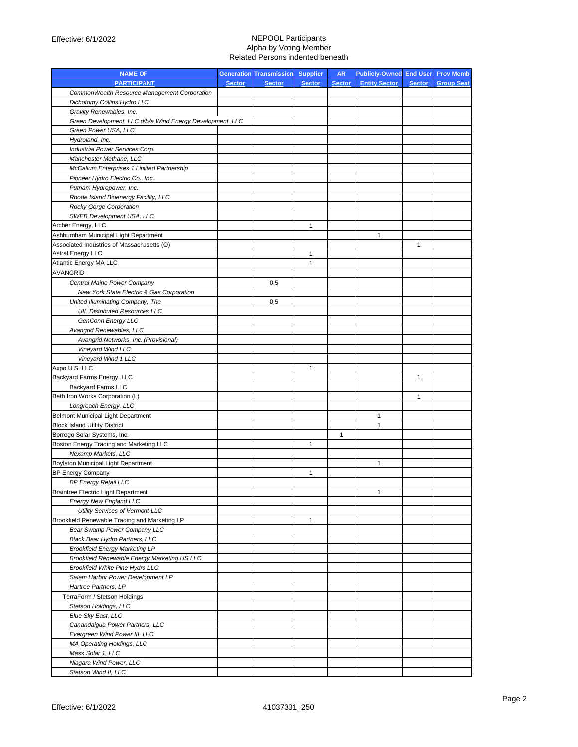NEPOOL Participants
Alpha by Voting Member
Related Persons indented beneath

| NAME OF PARTICIPANT | Generation Sector | Transmission Sector | Supplier Sector | AR Sector | Publicly-Owned Entity Sector | End User Sector | Prov Memb Group Seat |
|---|---|---|---|---|---|---|---|
| *CommonWealth Resource Management Corporation* | | | | | | | |
| *Dichotomy Collins Hydro LLC* | | | | | | | |
| *Gravity Renewables, Inc.* | | | | | | | |
| *Green Development, LLC d/b/a Wind Energy Development, LLC* | | | | | | | |
| *Green Power USA, LLC* | | | | | | | |
| *Hydroland, Inc.* | | | | | | | |
| *Industrial Power Services Corp.* | | | | | | | |
| *Manchester Methane, LLC* | | | | | | | |
| *McCallum Enterprises 1 Limited Partnership* | | | | | | | |
| *Pioneer Hydro Electric Co., Inc.* | | | | | | | |
| *Putnam Hydropower, Inc.* | | | | | | | |
| *Rhode Island Bioenergy Facility, LLC* | | | | | | | |
| *Rocky Gorge Corporation* | | | | | | | |
| *SWEB Development USA, LLC* | | | | | | | |
| Archer Energy, LLC | | | 1 | | | | |
| Ashburnham Municipal Light Department | | | | | 1 | | |
| Associated Industries of Massachusetts (O) | | | | | | 1 | |
| Astral Energy LLC | | | 1 | | | | |
| Atlantic Energy MA LLC | | | 1 | | | | |
| AVANGRID | | | | | | | |
| *Central Maine Power Company* | | 0.5 | | | | | |
| *New York State Electric & Gas Corporation* | | | | | | | |
| *United Illuminating Company, The* | | 0.5 | | | | | |
| *UIL Distributed Resources LLC* | | | | | | | |
| *GenConn Energy LLC* | | | | | | | |
| *Avangrid Renewables, LLC* | | | | | | | |
| *Avangrid Networks, Inc. (Provisional)* | | | | | | | |
| *Vineyard Wind LLC* | | | | | | | |
| *Vineyard Wind 1 LLC* | | | | | | | |
| Axpo U.S. LLC | | | 1 | | | | |
| Backyard Farms Energy, LLC | | | | | | 1 | |
| Backyard Farms LLC | | | | | | | |
| Bath Iron Works Corporation (L) | | | | | | 1 | |
| *Longreach Energy, LLC* | | | | | | | |
| Belmont Municipal Light Department | | | | | 1 | | |
| Block Island Utility District | | | | | 1 | | |
| Borrego Solar Systems, Inc. | | | | 1 | | | |
| Boston Energy Trading and Marketing LLC | | | 1 | | | | |
| *Nexamp Markets, LLC* | | | | | | | |
| Boylston Municipal Light Department | | | | | 1 | | |
| BP Energy Company | | | 1 | | | | |
| *BP Energy Retail LLC* | | | | | | | |
| Braintree Electric Light Department | | | | | 1 | | |
| *Energy New England LLC* | | | | | | | |
| *Utility Services of Vermont LLC* | | | | | | | |
| Brookfield Renewable Trading and Marketing LP | | | 1 | | | | |
| *Bear Swamp Power Company LLC* | | | | | | | |
| *Black Bear Hydro Partners, LLC* | | | | | | | |
| *Brookfield Energy Marketing LP* | | | | | | | |
| *Brookfield Renewable Energy Marketing US LLC* | | | | | | | |
| *Brookfield White Pine Hydro LLC* | | | | | | | |
| *Salem Harbor Power Development LP* | | | | | | | |
| *Hartree Partners, LP* | | | | | | | |
| TerraForm / Stetson Holdings | | | | | | | |
| *Stetson Holdings, LLC* | | | | | | | |
| *Blue Sky East, LLC* | | | | | | | |
| *Canandaigua Power Partners, LLC* | | | | | | | |
| *Evergreen Wind Power III, LLC* | | | | | | | |
| *MA Operating Holdings, LLC* | | | | | | | |
| *Mass Solar 1, LLC* | | | | | | | |
| *Niagara Wind Power, LLC* | | | | | | | |
| *Stetson Wind II, LLC* | | | | | | | |

41037331_250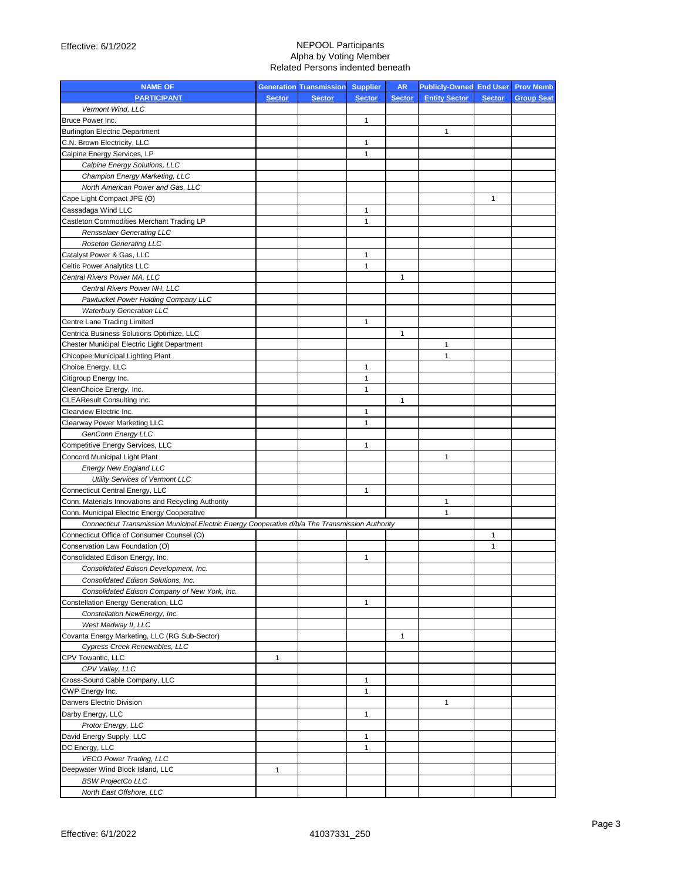Effective: 6/1/2022

NEPOOL Participants
Alpha by Voting Member
Related Persons indented beneath

| NAME OF PARTICIPANT | Generation Sector | Transmission Sector | Supplier Sector | AR Sector | Publicly-Owned Entity Sector | End User Sector | Prov Memb Group Seat |
|---|---|---|---|---|---|---|---|
| *Vermont Wind, LLC* | | | | | | | |
| Bruce Power Inc. | | | 1 | | | | |
| Burlington Electric Department | | | | | 1 | | |
| C.N. Brown Electricity, LLC | | | 1 | | | | |
| Calpine Energy Services, LP | | | 1 | | | | |
| *Calpine Energy Solutions, LLC* | | | | | | | |
| *Champion Energy Marketing, LLC* | | | | | | | |
| *North American Power and Gas, LLC* | | | | | | | |
| Cape Light Compact JPE (O) | | | | | | 1 | |
| Cassadaga Wind LLC | | | 1 | | | | |
| Castleton Commodities Merchant Trading LP | | | 1 | | | | |
| *Rensselaer Generating LLC* | | | | | | | |
| *Roseton Generating LLC* | | | | | | | |
| Catalyst Power & Gas, LLC | | | 1 | | | | |
| Celtic Power Analytics LLC | | | 1 | | | | |
| *Central Rivers Power MA, LLC* | | | | 1 | | | |
| *Central Rivers Power NH, LLC* | | | | | | | |
| *Pawtucket Power Holding Company LLC* | | | | | | | |
| *Waterbury Generation LLC* | | | | | | | |
| Centre Lane Trading Limited | | | 1 | | | | |
| Centrica Business Solutions Optimize, LLC | | | | 1 | | | |
| Chester Municipal Electric Light Department | | | | | 1 | | |
| Chicopee Municipal Lighting Plant | | | | | 1 | | |
| Choice Energy, LLC | | | 1 | | | | |
| Citigroup Energy Inc. | | | 1 | | | | |
| CleanChoice Energy, Inc. | | | 1 | | | | |
| CLEAResult Consulting Inc. | | | | 1 | | | |
| Clearview Electric Inc. | | | 1 | | | | |
| Clearway Power Marketing LLC | | | 1 | | | | |
| *GenConn Energy LLC* | | | | | | | |
| Competitive Energy Services, LLC | | | 1 | | | | |
| Concord Municipal Light Plant | | | | | 1 | | |
| *Energy New England LLC* | | | | | | | |
| *Utility Services of Vermont LLC* | | | | | | | |
| Connecticut Central Energy, LLC | | | 1 | | | | |
| Conn. Materials Innovations and Recycling Authority | | | | | 1 | | |
| Conn. Municipal Electric Energy Cooperative | | | | | 1 | | |
| *Connecticut Transmission Municipal Electric Energy Cooperative d/b/a The Transmission Authority* | | | | | | | |
| Connecticut Office of Consumer Counsel (O) | | | | | | 1 | |
| Conservation Law Foundation (O) | | | | | | 1 | |
| Consolidated Edison Energy, Inc. | | | 1 | | | | |
| *Consolidated Edison Development, Inc.* | | | | | | | |
| *Consolidated Edison Solutions, Inc.* | | | | | | | |
| *Consolidated Edison Company of New York, Inc.* | | | | | | | |
| Constellation Energy Generation, LLC | | | 1 | | | | |
| *Constellation NewEnergy, Inc.* | | | | | | | |
| *West Medway II, LLC* | | | | | | | |
| Covanta Energy Marketing, LLC (RG Sub-Sector) | | | | 1 | | | |
| *Cypress Creek Renewables, LLC* | | | | | | | |
| CPV Towantic, LLC | 1 | | | | | | |
| *CPV Valley, LLC* | | | | | | | |
| Cross-Sound Cable Company, LLC | | | 1 | | | | |
| CWP Energy Inc. | | | 1 | | | | |
| Danvers Electric Division | | | | | 1 | | |
| Darby Energy, LLC | | | 1 | | | | |
| *Protor Energy, LLC* | | | | | | | |
| David Energy Supply, LLC | | | 1 | | | | |
| DC Energy, LLC | | | 1 | | | | |
| *VECO Power Trading, LLC* | | | | | | | |
| Deepwater Wind Block Island, LLC | 1 | | | | | | |
| *BSW ProjectCo LLC* | | | | | | | |
| *North East Offshore, LLC* | | | | | | | |

Effective: 6/1/2022 41037331_250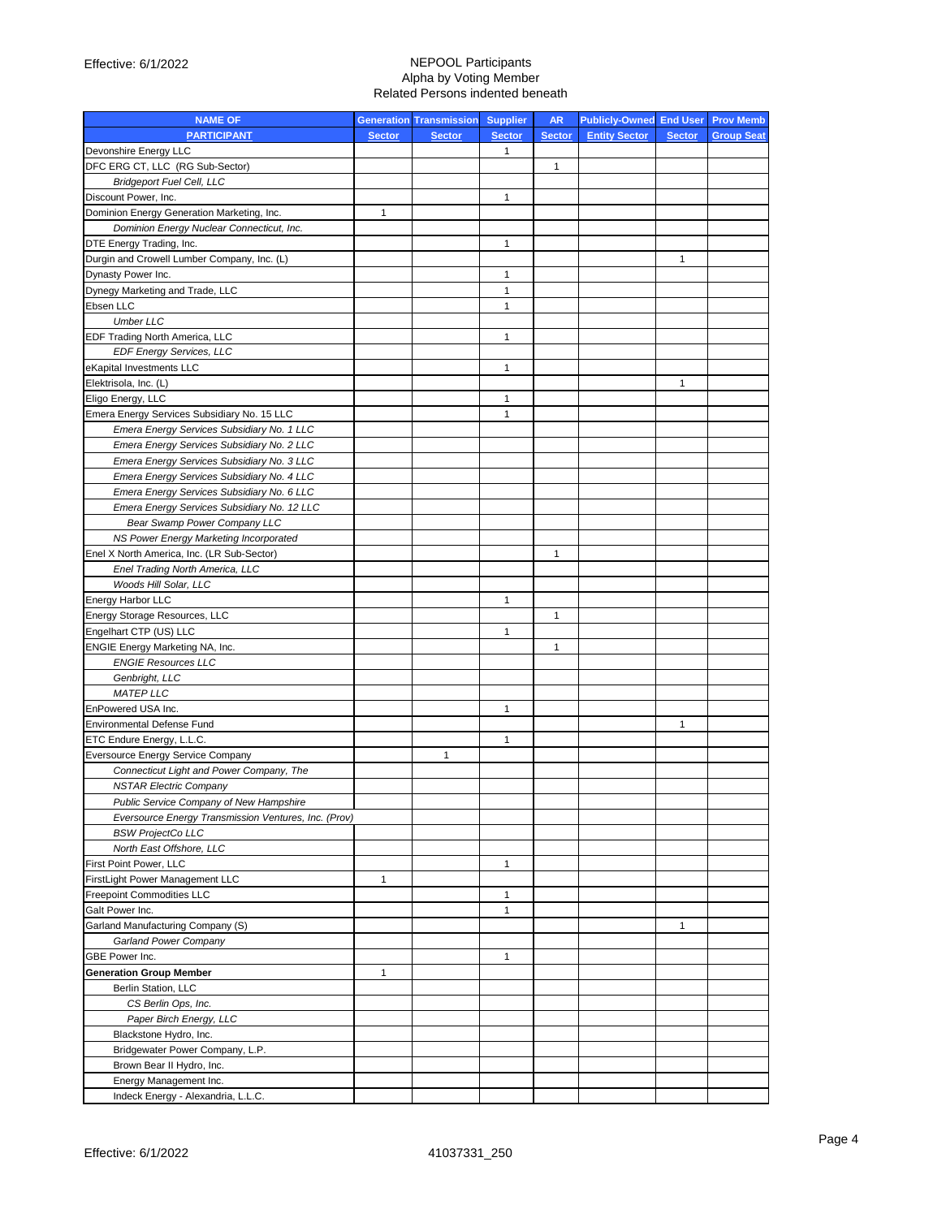Effective: 6/1/2022

NEPOOL Participants
Alpha by Voting Member
Related Persons indented beneath

| NAME OF PARTICIPANT | Generation Sector | Transmission Sector | Supplier Sector | AR Sector | Publicly-Owned Entity Sector | End User Sector | Prov Memb Group Seat |
|---|---|---|---|---|---|---|---|
| Devonshire Energy LLC | | | 1 | | | | |
| DFC ERG CT, LLC (RG Sub-Sector) | | | | 1 | | | |
| *Bridgeport Fuel Cell, LLC* | | | | | | | |
| Discount Power, Inc. | | | 1 | | | | |
| Dominion Energy Generation Marketing, Inc. | 1 | | | | | | |
| *Dominion Energy Nuclear Connecticut, Inc.* | | | | | | | |
| DTE Energy Trading, Inc. | | | 1 | | | | |
| Durgin and Crowell Lumber Company, Inc. (L) | | | | | | 1 | |
| Dynasty Power Inc. | | | 1 | | | | |
| Dynegy Marketing and Trade, LLC | | | 1 | | | | |
| Ebsen LLC | | | 1 | | | | |
| *Umber LLC* | | | | | | | |
| EDF Trading North America, LLC | | | 1 | | | | |
| *EDF Energy Services, LLC* | | | | | | | |
| eKapital Investments LLC | | | 1 | | | | |
| Elektrisola, Inc. (L) | | | | | | 1 | |
| Eligo Energy, LLC | | | 1 | | | | |
| Emera Energy Services Subsidiary No. 15 LLC | | | 1 | | | | |
| *Emera Energy Services Subsidiary No. 1 LLC* | | | | | | | |
| *Emera Energy Services Subsidiary No. 2 LLC* | | | | | | | |
| *Emera Energy Services Subsidiary No. 3 LLC* | | | | | | | |
| *Emera Energy Services Subsidiary No. 4 LLC* | | | | | | | |
| *Emera Energy Services Subsidiary No. 6 LLC* | | | | | | | |
| *Emera Energy Services Subsidiary No. 12 LLC* | | | | | | | |
| *Bear Swamp Power Company LLC* | | | | | | | |
| *NS Power Energy Marketing Incorporated* | | | | | | | |
| Enel X North America, Inc. (LR Sub-Sector) | | | | 1 | | | |
| *Enel Trading North America, LLC* | | | | | | | |
| *Woods Hill Solar, LLC* | | | | | | | |
| Energy Harbor LLC | | | 1 | | | | |
| Energy Storage Resources, LLC | | | | 1 | | | |
| Engelhart CTP (US) LLC | | | 1 | | | | |
| ENGIE Energy Marketing NA, Inc. | | | | 1 | | | |
| *ENGIE Resources LLC* | | | | | | | |
| *Genbright, LLC* | | | | | | | |
| *MATEP LLC* | | | | | | | |
| EnPowered USA Inc. | | | 1 | | | | |
| Environmental Defense Fund | | | | | | 1 | |
| ETC Endure Energy, L.L.C. | | | 1 | | | | |
| Eversource Energy Service Company | | 1 | | | | | |
| *Connecticut Light and Power Company, The* | | | | | | | |
| *NSTAR Electric Company* | | | | | | | |
| *Public Service Company of New Hampshire* | | | | | | | |
| *Eversource Energy Transmission Ventures, Inc. (Prov)* | | | | | | | |
| *BSW ProjectCo LLC* | | | | | | | |
| *North East Offshore, LLC* | | | | | | | |
| First Point Power, LLC | | | 1 | | | | |
| FirstLight Power Management LLC | 1 | | | | | | |
| Freepoint Commodities LLC | | | 1 | | | | |
| Galt Power Inc. | | | 1 | | | | |
| Garland Manufacturing Company (S) | | | | | | 1 | |
| *Garland Power Company* | | | | | | | |
| GBE Power Inc. | | | 1 | | | | |
| **Generation Group Member** | 1 | | | | | | |
| Berlin Station, LLC | | | | | | | |
| *CS Berlin Ops, Inc.* | | | | | | | |
| *Paper Birch Energy, LLC* | | | | | | | |
| Blackstone Hydro, Inc. | | | | | | | |
| Bridgewater Power Company, L.P. | | | | | | | |
| Brown Bear II Hydro, Inc. | | | | | | | |
| Energy Management Inc. | | | | | | | |
| Indeck Energy - Alexandria, L.L.C. | | | | | | | |

Effective: 6/1/2022

41037331_250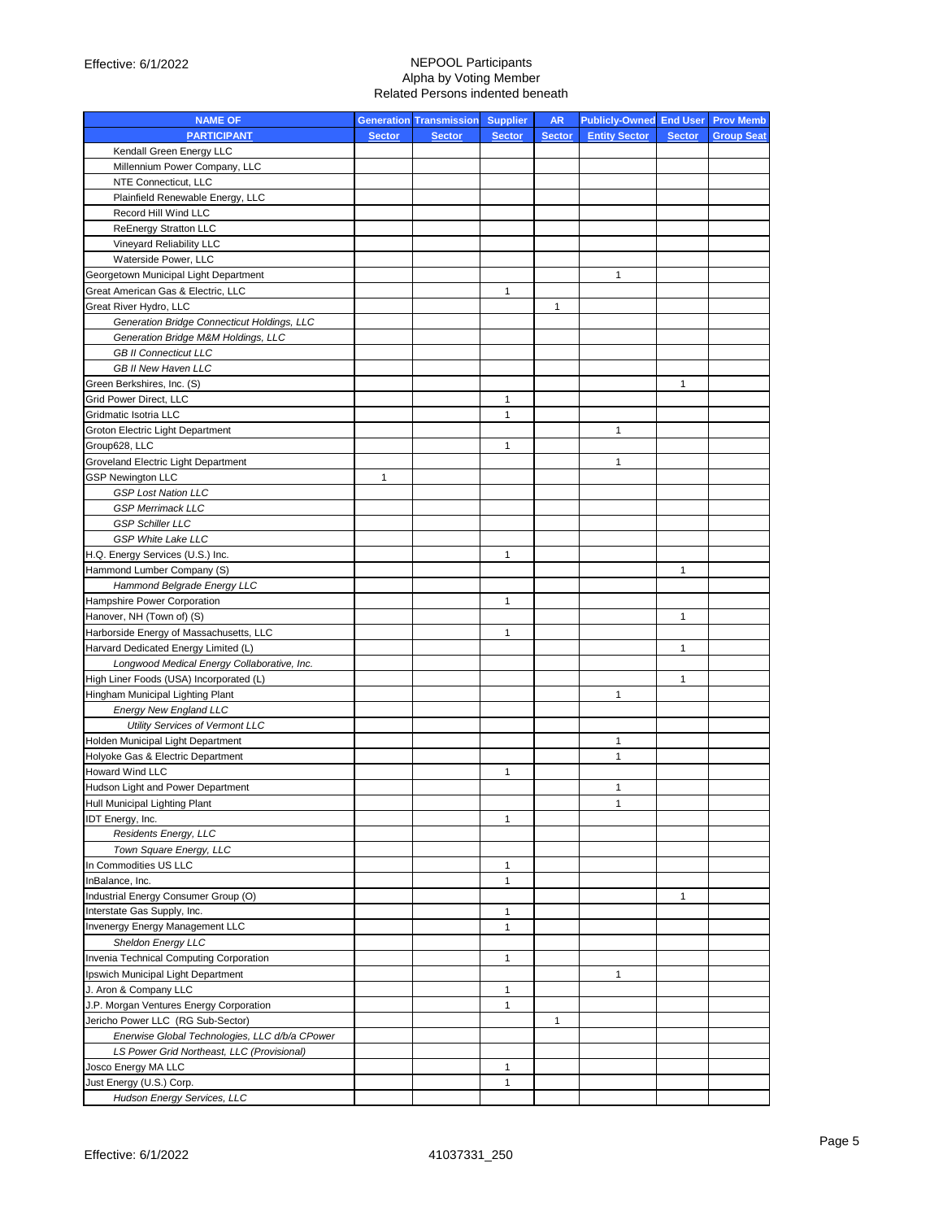# NEPOOL Participants
## Alpha by Voting Member
### Related Persons indented beneath

Effective: 6/1/2022

| NAME OF PARTICIPANT | Generation Sector | Transmission Sector | Supplier Sector | AR Sector | Publicly-Owned Entity Sector | End User Sector | Prov Memb Group Seat |
|---|---|---|---|---|---|---|---|
| Kendall Green Energy LLC | | | | | | | |
| Millennium Power Company, LLC | | | | | | | |
| NTE Connecticut, LLC | | | | | | | |
| Plainfield Renewable Energy, LLC | | | | | | | |
| Record Hill Wind LLC | | | | | | | |
| ReEnergy Stratton LLC | | | | | | | |
| Vineyard Reliability LLC | | | | | | | |
| Waterside Power, LLC | | | | | | | |
| Georgetown Municipal Light Department | | | | | 1 | | |
| Great American Gas & Electric, LLC | | | 1 | | | | |
| Great River Hydro, LLC | | | | 1 | | | |
| *Generation Bridge Connecticut Holdings, LLC* | | | | | | | |
| *Generation Bridge M&M Holdings, LLC* | | | | | | | |
| *GB II Connecticut LLC* | | | | | | | |
| *GB II New Haven LLC* | | | | | | | |
| Green Berkshires, Inc. (S) | | | | | | 1 | |
| Grid Power Direct, LLC | | | 1 | | | | |
| Gridmatic Isotria LLC | | | 1 | | | | |
| Groton Electric Light Department | | | | | 1 | | |
| Group628, LLC | | | 1 | | | | |
| Groveland Electric Light Department | | | | | 1 | | |
| GSP Newington LLC | 1 | | | | | | |
| *GSP Lost Nation LLC* | | | | | | | |
| *GSP Merrimack LLC* | | | | | | | |
| *GSP Schiller LLC* | | | | | | | |
| *GSP White Lake LLC* | | | | | | | |
| H.Q. Energy Services (U.S.) Inc. | | | 1 | | | | |
| Hammond Lumber Company (S) | | | | | | 1 | |
| *Hammond Belgrade Energy LLC* | | | | | | | |
| Hampshire Power Corporation | | | 1 | | | | |
| Hanover, NH (Town of) (S) | | | | | | 1 | |
| Harborside Energy of Massachusetts, LLC | | | 1 | | | | |
| Harvard Dedicated Energy Limited (L) | | | | | | 1 | |
| *Longwood Medical Energy Collaborative, Inc.* | | | | | | | |
| High Liner Foods (USA) Incorporated (L) | | | | | | 1 | |
| Hingham Municipal Lighting Plant | | | | | 1 | | |
| *Energy New England LLC* | | | | | | | |
| *Utility Services of Vermont LLC* | | | | | | | |
| Holden Municipal Light Department | | | | | 1 | | |
| Holyoke Gas & Electric Department | | | | | 1 | | |
| Howard Wind LLC | | | 1 | | | | |
| Hudson Light and Power Department | | | | | 1 | | |
| Hull Municipal Lighting Plant | | | | | 1 | | |
| IDT Energy, Inc. | | | 1 | | | | |
| *Residents Energy, LLC* | | | | | | | |
| *Town Square Energy, LLC* | | | | | | | |
| In Commodities US LLC | | | 1 | | | | |
| InBalance, Inc. | | | 1 | | | | |
| Industrial Energy Consumer Group (O) | | | | | | 1 | |
| Interstate Gas Supply, Inc. | | | 1 | | | | |
| Invenergy Energy Management LLC | | | 1 | | | | |
| *Sheldon Energy LLC* | | | | | | | |
| Invenia Technical Computing Corporation | | | 1 | | | | |
| Ipswich Municipal Light Department | | | | | 1 | | |
| J. Aron & Company LLC | | | 1 | | | | |
| J.P. Morgan Ventures Energy Corporation | | | 1 | | | | |
| Jericho Power LLC (RG Sub-Sector) | | | | 1 | | | |
| *Enerwise Global Technologies, LLC d/b/a CPower* | | | | | | | |
| *LS Power Grid Northeast, LLC (Provisional)* | | | | | | | |
| Josco Energy MA LLC | | | 1 | | | | |
| Just Energy (U.S.) Corp. | | | 1 | | | | |
| *Hudson Energy Services, LLC* | | | | | | | |

Effective: 6/1/2022 41037331_250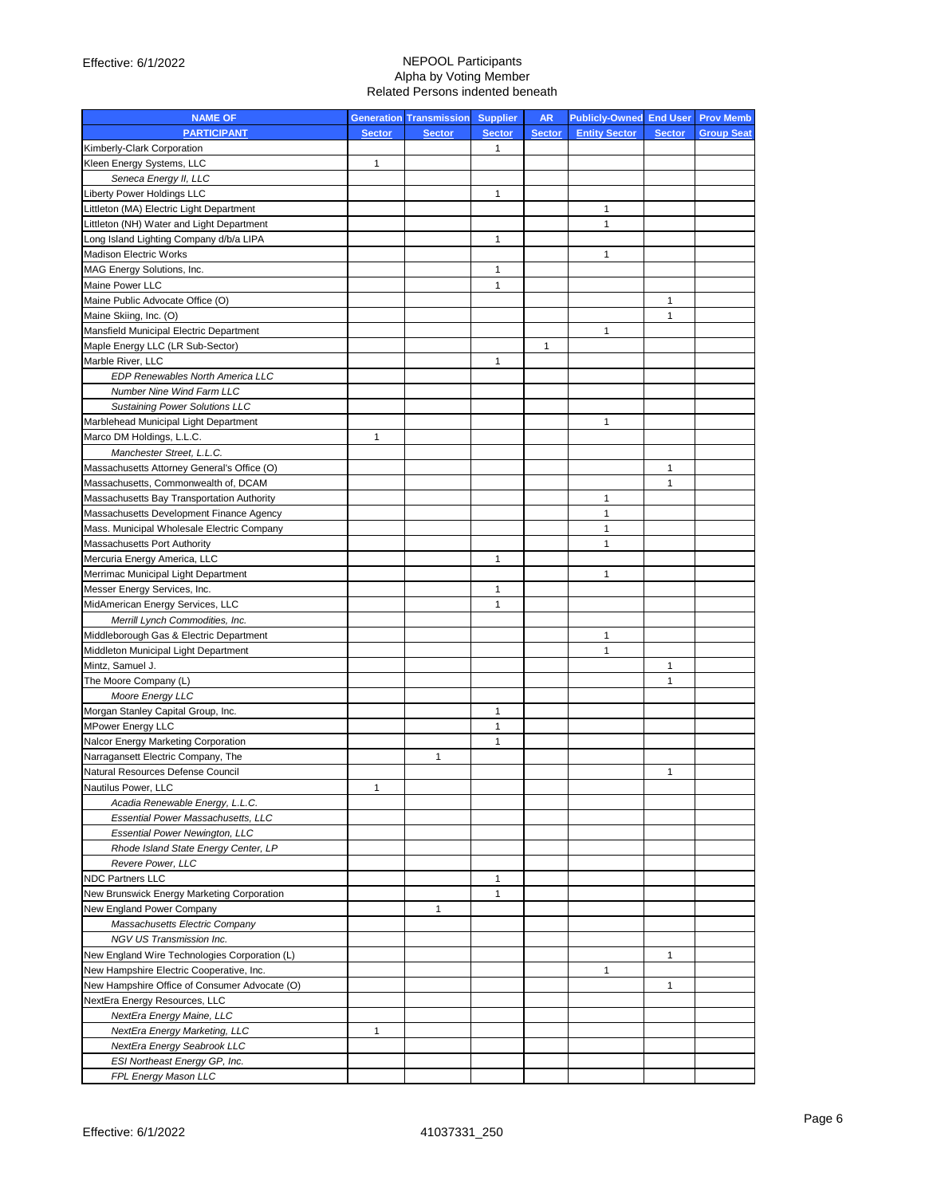Effective: 6/1/2022

NEPOOL Participants
Alpha by Voting Member
Related Persons indented beneath

| NAME OF PARTICIPANT | Generation Sector | Transmission Sector | Supplier Sector | AR Sector | Publicly-Owned Entity Sector | End User Sector | Prov Memb Group Seat |
|---|---|---|---|---|---|---|---|
| Kimberly-Clark Corporation | | | 1 | | | | |
| Kleen Energy Systems, LLC | 1 | | | | | | |
| *Seneca Energy II, LLC* | | | | | | | |
| Liberty Power Holdings LLC | | | 1 | | | | |
| Littleton (MA) Electric Light Department | | | | | 1 | | |
| Littleton (NH) Water and Light Department | | | | | 1 | | |
| Long Island Lighting Company d/b/a LIPA | | | 1 | | | | |
| Madison Electric Works | | | | | 1 | | |
| MAG Energy Solutions, Inc. | | | 1 | | | | |
| Maine Power LLC | | | 1 | | | | |
| Maine Public Advocate Office (O) | | | | | | 1 | |
| Maine Skiing, Inc. (O) | | | | | | 1 | |
| Mansfield Municipal Electric Department | | | | | 1 | | |
| Maple Energy LLC (LR Sub-Sector) | | | | 1 | | | |
| Marble River, LLC | | | 1 | | | | |
| *EDP Renewables North America LLC* | | | | | | | |
| *Number Nine Wind Farm LLC* | | | | | | | |
| *Sustaining Power Solutions LLC* | | | | | | | |
| Marblehead Municipal Light Department | | | | | 1 | | |
| Marco DM Holdings, L.L.C. | 1 | | | | | | |
| *Manchester Street, L.L.C.* | | | | | | | |
| Massachusetts Attorney General's Office (O) | | | | | | 1 | |
| Massachusetts, Commonwealth of, DCAM | | | | | | 1 | |
| Massachusetts Bay Transportation Authority | | | | | 1 | | |
| Massachusetts Development Finance Agency | | | | | 1 | | |
| Mass. Municipal Wholesale Electric Company | | | | | 1 | | |
| Massachusetts Port Authority | | | | | 1 | | |
| Mercuria Energy America, LLC | | | 1 | | | | |
| Merrimac Municipal Light Department | | | | | 1 | | |
| Messer Energy Services, Inc. | | | 1 | | | | |
| MidAmerican Energy Services, LLC | | | 1 | | | | |
| *Merrill Lynch Commodities, Inc.* | | | | | | | |
| Middleborough Gas & Electric Department | | | | | 1 | | |
| Middleton Municipal Light Department | | | | | 1 | | |
| Mintz, Samuel J. | | | | | | 1 | |
| The Moore Company (L) | | | | | | 1 | |
| *Moore Energy LLC* | | | | | | | |
| Morgan Stanley Capital Group, Inc. | | | 1 | | | | |
| MPower Energy LLC | | | 1 | | | | |
| Nalcor Energy Marketing Corporation | | | 1 | | | | |
| Narragansett Electric Company, The | | 1 | | | | | |
| Natural Resources Defense Council | | | | | | 1 | |
| Nautilus Power, LLC | 1 | | | | | | |
| *Acadia Renewable Energy, L.L.C.* | | | | | | | |
| *Essential Power Massachusetts, LLC* | | | | | | | |
| *Essential Power Newington, LLC* | | | | | | | |
| *Rhode Island State Energy Center, LP* | | | | | | | |
| *Revere Power, LLC* | | | | | | | |
| NDC Partners LLC | | | 1 | | | | |
| New Brunswick Energy Marketing Corporation | | | 1 | | | | |
| New England Power Company | | 1 | | | | | |
| *Massachusetts Electric Company* | | | | | | | |
| *NGV US Transmission Inc.* | | | | | | | |
| New England Wire Technologies Corporation (L) | | | | | | 1 | |
| New Hampshire Electric Cooperative, Inc. | | | | | 1 | | |
| New Hampshire Office of Consumer Advocate (O) | | | | | | 1 | |
| NextEra Energy Resources, LLC | | | | | | | |
| *NextEra Energy Maine, LLC* | | | | | | | |
| *NextEra Energy Marketing, LLC* | 1 | | | | | | |
| *NextEra Energy Seabrook LLC* | | | | | | | |
| *ESI Northeast Energy GP, Inc.* | | | | | | | |
| *FPL Energy Mason LLC* | | | | | | | |

Effective: 6/1/2022

41037331_250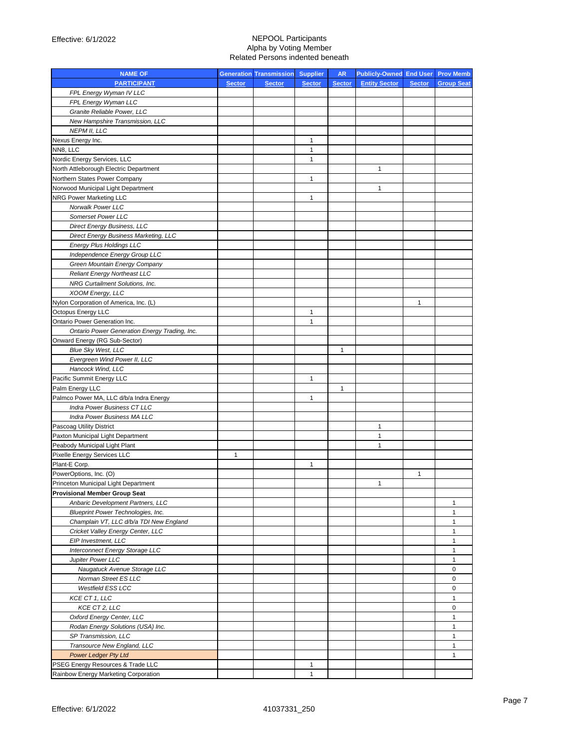Effective: 6/1/2022

NEPOOL Participants
Alpha by Voting Member
Related Persons indented beneath

| NAME OF PARTICIPANT | Generation Sector | Transmission Sector | Supplier Sector | AR Sector | Publicly-Owned Entity Sector | End User Sector | Prov Memb Group Seat |
|---|---|---|---|---|---|---|---|
| *FPL Energy Wyman IV LLC* | | | | | | | |
| *FPL Energy Wyman LLC* | | | | | | | |
| *Granite Reliable Power, LLC* | | | | | | | |
| *New Hampshire Transmission, LLC* | | | | | | | |
| *NEPM II, LLC* | | | | | | | |
| Nexus Energy Inc. | | | 1 | | | | |
| NN8, LLC | | | 1 | | | | |
| Nordic Energy Services, LLC | | | 1 | | | | |
| North Attleborough Electric Department | | | | | 1 | | |
| Northern States Power Company | | | 1 | | | | |
| Norwood Municipal Light Department | | | | | 1 | | |
| NRG Power Marketing LLC | | | 1 | | | | |
| *Norwalk Power LLC* | | | | | | | |
| *Somerset Power LLC* | | | | | | | |
| *Direct Energy Business, LLC* | | | | | | | |
| *Direct Energy Business Marketing, LLC* | | | | | | | |
| *Energy Plus Holdings LLC* | | | | | | | |
| *Independence Energy Group LLC* | | | | | | | |
| *Green Mountain Energy Company* | | | | | | | |
| *Reliant Energy Northeast LLC* | | | | | | | |
| *NRG Curtailment Solutions, Inc.* | | | | | | | |
| *XOOM Energy, LLC* | | | | | | | |
| Nylon Corporation of America, Inc. (L) | | | | | | 1 | |
| Octopus Energy LLC | | | 1 | | | | |
| Ontario Power Generation Inc. | | | 1 | | | | |
| *Ontario Power Generation Energy Trading, Inc.* | | | | | | | |
| Onward Energy (RG Sub-Sector) | | | | | | | |
| *Blue Sky West, LLC* | | | | 1 | | | |
| *Evergreen Wind Power II, LLC* | | | | | | | |
| *Hancock Wind, LLC* | | | | | | | |
| Pacific Summit Energy LLC | | | 1 | | | | |
| Palm Energy LLC | | | | 1 | | | |
| Palmco Power MA, LLC d/b/a Indra Energy | | | 1 | | | | |
| *Indra Power Business CT LLC* | | | | | | | |
| *Indra Power Business MA LLC* | | | | | | | |
| Pascoag Utility District | | | | | 1 | | |
| Paxton Municipal Light Department | | | | | 1 | | |
| Peabody Municipal Light Plant | | | | | 1 | | |
| Pixelle Energy Services LLC | 1 | | | | | | |
| Plant-E Corp. | | | 1 | | | | |
| PowerOptions, Inc. (O) | | | | | | 1 | |
| Princeton Municipal Light Department | | | | | 1 | | |
| **Provisional Member Group Seat** | | | | | | | |
| *Anbaric Development Partners, LLC* | | | | | | | 1 |
| *Blueprint Power Technologies, Inc.* | | | | | | | 1 |
| *Champlain VT, LLC d/b/a TDI New England* | | | | | | | 1 |
| *Cricket Valley Energy Center, LLC* | | | | | | | 1 |
| *EIP Investment, LLC* | | | | | | | 1 |
| *Interconnect Energy Storage LLC* | | | | | | | 1 |
| *Jupiter Power LLC* | | | | | | | 1 |
| *Naugatuck Avenue Storage LLC* | | | | | | | 0 |
| *Norman Street ES LLC* | | | | | | | 0 |
| *Westfield ESS LCC* | | | | | | | 0 |
| *KCE CT 1, LLC* | | | | | | | 1 |
| *KCE CT 2, LLC* | | | | | | | 0 |
| *Oxford Energy Center, LLC* | | | | | | | 1 |
| *Rodan Energy Solutions (USA) Inc.* | | | | | | | 1 |
| *SP Transmission, LLC* | | | | | | | 1 |
| *Transource New England, LLC* | | | | | | | 1 |
| *Power Ledger Pty Ltd* | | | | | | | 1 |
| PSEG Energy Resources & Trade LLC | | | 1 | | | | |
| Rainbow Energy Marketing Corporation | | | 1 | | | | |

Effective: 6/1/2022

41037331_250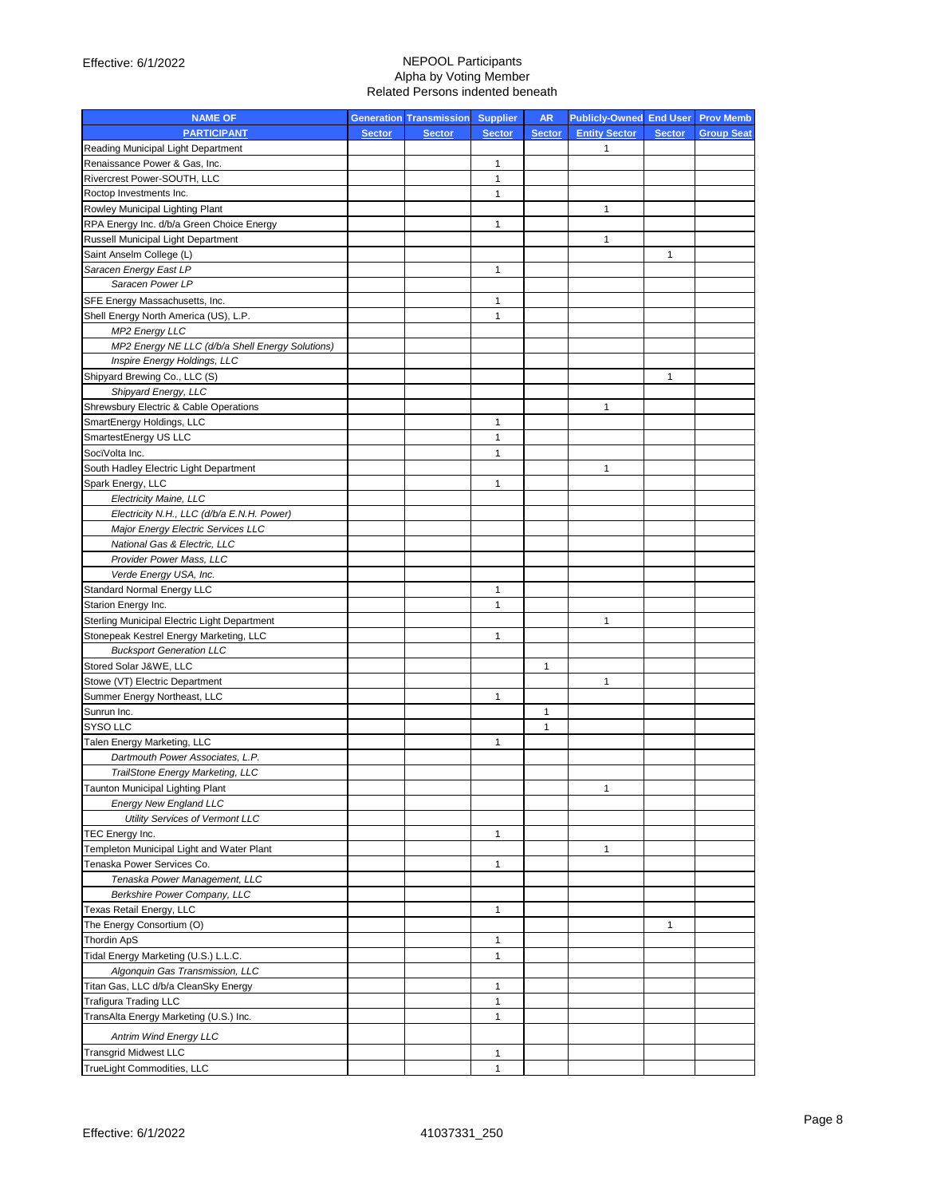Effective: 6/1/2022

NEPOOL Participants
Alpha by Voting Member
Related Persons indented beneath

| NAME OF PARTICIPANT | Generation Sector | Transmission Sector | Supplier Sector | AR Sector | Publicly-Owned Entity Sector | End User Sector | Prov Memb Group Seat |
|---|---|---|---|---|---|---|---|
| Reading Municipal Light Department | | | | | 1 | | |
| Renaissance Power & Gas, Inc. | | | 1 | | | | |
| Rivercrest Power-SOUTH, LLC | | | 1 | | | | |
| Roctop Investments Inc. | | | 1 | | | | |
| Rowley Municipal Lighting Plant | | | | | 1 | | |
| RPA Energy Inc. d/b/a Green Choice Energy | | | 1 | | | | |
| Russell Municipal Light Department | | | | | 1 | | |
| Saint Anselm College (L) | | | | | | 1 | |
| *Saracen Energy East LP* | | | 1 | | | | |
| *Saracen Power LP* | | | | | | | |
| SFE Energy Massachusetts, Inc. | | | 1 | | | | |
| Shell Energy North America (US), L.P. | | | 1 | | | | |
| *MP2 Energy LLC* | | | | | | | |
| *MP2 Energy NE LLC (d/b/a Shell Energy Solutions)* | | | | | | | |
| *Inspire Energy Holdings, LLC* | | | | | | | |
| Shipyard Brewing Co., LLC (S) | | | | | | 1 | |
| *Shipyard Energy, LLC* | | | | | | | |
| Shrewsbury Electric & Cable Operations | | | | | 1 | | |
| SmartEnergy Holdings, LLC | | | 1 | | | | |
| SmartestEnergy US LLC | | | 1 | | | | |
| SociVolta Inc. | | | 1 | | | | |
| South Hadley Electric Light Department | | | | | 1 | | |
| Spark Energy, LLC | | | 1 | | | | |
| *Electricity Maine, LLC* | | | | | | | |
| *Electricity N.H., LLC (d/b/a E.N.H. Power)* | | | | | | | |
| *Major Energy Electric Services LLC* | | | | | | | |
| *National Gas & Electric, LLC* | | | | | | | |
| *Provider Power Mass, LLC* | | | | | | | |
| *Verde Energy USA, Inc.* | | | | | | | |
| Standard Normal Energy LLC | | | 1 | | | | |
| Starion Energy Inc. | | | 1 | | | | |
| Sterling Municipal Electric Light Department | | | | | 1 | | |
| Stonepeak Kestrel Energy Marketing, LLC | | | 1 | | | | |
| *Bucksport Generation LLC* | | | | | | | |
| Stored Solar J&WE, LLC | | | | 1 | | | |
| Stowe (VT) Electric Department | | | | | 1 | | |
| Summer Energy Northeast, LLC | | | 1 | | | | |
| Sunrun Inc. | | | | 1 | | | |
| SYSO LLC | | | | 1 | | | |
| Talen Energy Marketing, LLC | | | 1 | | | | |
| *Dartmouth Power Associates, L.P.* | | | | | | | |
| *TrailStone Energy Marketing, LLC* | | | | | | | |
| Taunton Municipal Lighting Plant | | | | | 1 | | |
| *Energy New England LLC* | | | | | | | |
| *Utility Services of Vermont LLC* | | | | | | | |
| TEC Energy Inc. | | | 1 | | | | |
| Templeton Municipal Light and Water Plant | | | | | 1 | | |
| Tenaska Power Services Co. | | | 1 | | | | |
| *Tenaska Power Management, LLC* | | | | | | | |
| *Berkshire Power Company, LLC* | | | | | | | |
| Texas Retail Energy, LLC | | | 1 | | | | |
| The Energy Consortium (O) | | | | | | 1 | |
| Thordin ApS | | | 1 | | | | |
| Tidal Energy Marketing (U.S.) L.L.C. | | | 1 | | | | |
| *Algonquin Gas Transmission, LLC* | | | | | | | |
| Titan Gas, LLC d/b/a CleanSky Energy | | | 1 | | | | |
| Trafigura Trading LLC | | | 1 | | | | |
| TransAlta Energy Marketing (U.S.) Inc. | | | 1 | | | | |
| *Antrim Wind Energy LLC* | | | | | | | |
| Transgrid Midwest LLC | | | 1 | | | | |
| TrueLight Commodities, LLC | | | 1 | | | | |

Effective: 6/1/2022 41037331_250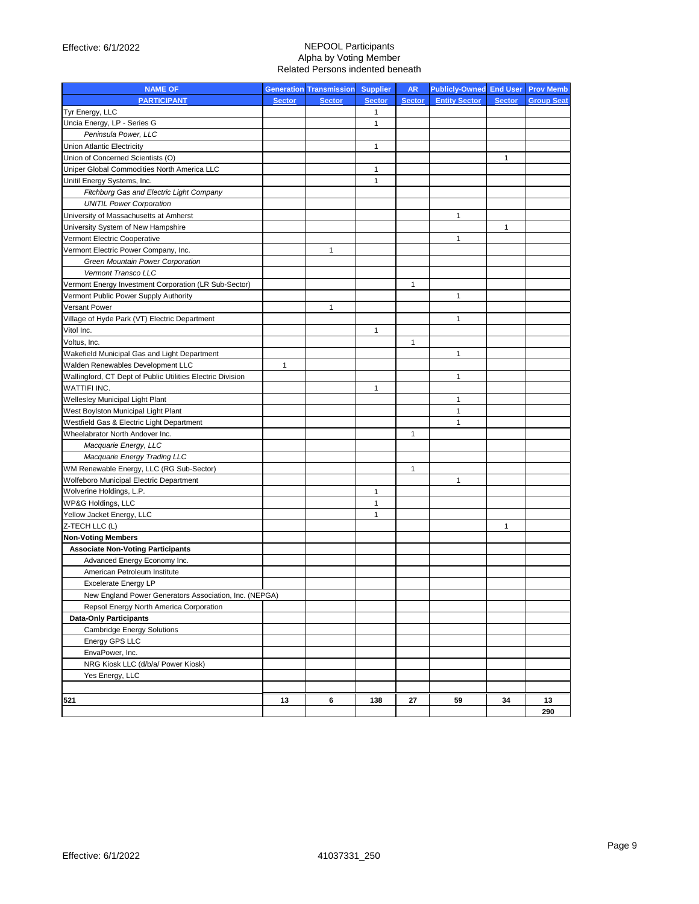NEPOOL Participants
Alpha by Voting Member
Related Persons indented beneath

| NAME OF PARTICIPANT | Generation Sector | Transmission Sector | Supplier Sector | AR Sector | Publicly-Owned Entity Sector | End User Sector | Prov Memb Group Seat |
|---|---|---|---|---|---|---|---|
| Tyr Energy, LLC | | | 1 | | | | |
| Uncia Energy, LP - Series G | | | 1 | | | | |
| *Peninsula Power, LLC* | | | | | | | |
| Union Atlantic Electricity | | | 1 | | | | |
| Union of Concerned Scientists (O) | | | | | | 1 | |
| Uniper Global Commodities North America LLC | | | 1 | | | | |
| Unitil Energy Systems, Inc. | | | 1 | | | | |
| *Fitchburg Gas and Electric Light Company* | | | | | | | |
| *UNITIL Power Corporation* | | | | | | | |
| University of Massachusetts at Amherst | | | | | 1 | | |
| University System of New Hampshire | | | | | | 1 | |
| Vermont Electric Cooperative | | | | | 1 | | |
| Vermont Electric Power Company, Inc. | | 1 | | | | | |
| *Green Mountain Power Corporation* | | | | | | | |
| *Vermont Transco LLC* | | | | | | | |
| Vermont Energy Investment Corporation (LR Sub-Sector) | | | | 1 | | | |
| Vermont Public Power Supply Authority | | | | | 1 | | |
| Versant Power | | 1 | | | | | |
| Village of Hyde Park (VT) Electric Department | | | | | 1 | | |
| Vitol Inc. | | | 1 | | | | |
| Voltus, Inc. | | | | 1 | | | |
| Wakefield Municipal Gas and Light Department | | | | | 1 | | |
| Walden Renewables Development LLC | 1 | | | | | | |
| Wallingford, CT Dept of Public Utilities Electric Division | | | | | 1 | | |
| WATTIFI INC. | | | 1 | | | | |
| Wellesley Municipal Light Plant | | | | | 1 | | |
| West Boylston Municipal Light Plant | | | | | 1 | | |
| Westfield Gas & Electric Light Department | | | | | 1 | | |
| Wheelabrator North Andover Inc. | | | | 1 | | | |
| *Macquarie Energy, LLC* | | | | | | | |
| *Macquarie Energy Trading LLC* | | | | | | | |
| WM Renewable Energy, LLC (RG Sub-Sector) | | | | 1 | | | |
| Wolfeboro Municipal Electric Department | | | | | 1 | | |
| Wolverine Holdings, L.P. | | | 1 | | | | |
| WP&G Holdings, LLC | | | 1 | | | | |
| Yellow Jacket Energy, LLC | | | 1 | | | | |
| Z-TECH LLC (L) | | | | | | 1 | |
| **Non-Voting Members** | | | | | | | |
| **Associate Non-Voting Participants** | | | | | | | |
| Advanced Energy Economy Inc. | | | | | | | |
| American Petroleum Institute | | | | | | | |
| Excelerate Energy LP | | | | | | | |
| New England Power Generators Association, Inc. (NEPGA) | | | | | | | |
| Repsol Energy North America Corporation | | | | | | | |
| **Data-Only Participants** | | | | | | | |
| Cambridge Energy Solutions | | | | | | | |
| Energy GPS LLC | | | | | | | |
| EnvaPower, Inc. | | | | | | | |
| NRG Kiosk LLC (d/b/a/ Power Kiosk) | | | | | | | |
| Yes Energy, LLC | | | | | | | |
| | | | | | | | |
| **521** | **13** | **6** | **138** | **27** | **59** | **34** | **13** |
| | | | | | | | **290** |

Effective: 6/1/2022

41037331_250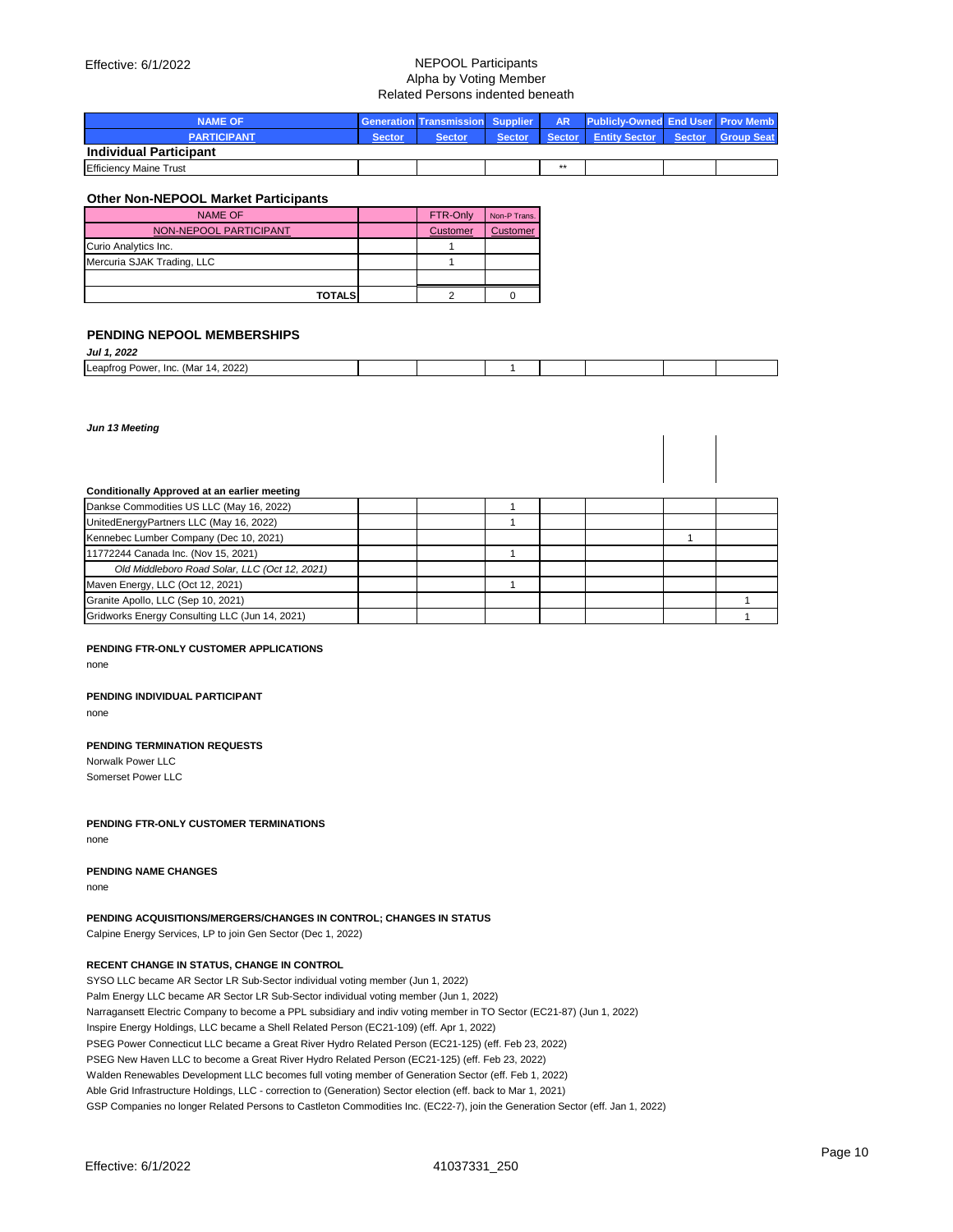NEPOOL Participants
Alpha by Voting Member
Related Persons indented beneath

| NAME OF PARTICIPANT | Generation Sector | Transmission Sector | Supplier Sector | AR Sector | Publicly-Owned Entity Sector | End User Sector | Prov Memb Group Seat |
|---|---|---|---|---|---|---|---|
| **Individual Participant** | | | | | | | |
| Efficiency Maine Trust | | | | ** | | | |

**Other Non-NEPOOL Market Participants**

| NAME OF NON-NEPOOL PARTICIPANT | | FTR-Only Customer | Non-P Trans. Customer |
|---|---|---|---|
| Curio Analytics Inc. | | 1 | |
| Mercuria SJAK Trading, LLC | | 1 | |
| | | | |
| **TOTALS** | | 2 | 0 |

**PENDING NEPOOL MEMBERSHIPS**

| NAME OF PARTICIPANT | Generation Sector | Transmission Sector | Supplier Sector | AR Sector | Publicly-Owned Entity Sector | End User Sector | Prov Memb Group Seat |
|---|---|---|---|---|---|---|---|
| ***Jul 1, 2022*** | | | | | | | |
| Leapfrog Power, Inc. (Mar 14, 2022) | | | 1 | | | | |
| ***Jun 13 Meeting*** | | | | | | | |
| **Conditionally Approved at an earlier meeting** | | | | | | | |
| Dankse Commodities US LLC (May 16, 2022) | | | 1 | | | | |
| UnitedEnergyPartners LLC (May 16, 2022) | | | 1 | | | | |
| Kennebec Lumber Company (Dec 10, 2021) | | | | | | 1 | |
| 11772244 Canada Inc. (Nov 15, 2021) | | | 1 | | | | |
| *Old Middleboro Road Solar, LLC (Oct 12, 2021)* | | | | | | | |
| Maven Energy, LLC (Oct 12, 2021) | | | 1 | | | | |
| Granite Apollo, LLC (Sep 10, 2021) | | | | | | | 1 |
| Gridworks Energy Consulting LLC (Jun 14, 2021) | | | | | | | 1 |

**PENDING FTR-ONLY CUSTOMER APPLICATIONS**

none

**PENDING INDIVIDUAL PARTICIPANT**

none

**PENDING TERMINATION REQUESTS**

Norwalk Power LLC
Somerset Power LLC

**PENDING FTR-ONLY CUSTOMER TERMINATIONS**

none

**PENDING NAME CHANGES**

none

**PENDING ACQUISITIONS/MERGERS/CHANGES IN CONTROL; CHANGES IN STATUS**

Calpine Energy Services, LP to join Gen Sector (Dec 1, 2022)

**RECENT CHANGE IN STATUS, CHANGE IN CONTROL**

SYSO LLC became AR Sector LR Sub-Sector individual voting member (Jun 1, 2022)
Palm Energy LLC became AR Sector LR Sub-Sector individual voting member (Jun 1, 2022)
Narragansett Electric Company to become a PPL subsidiary and indiv voting member in TO Sector (EC21-87) (Jun 1, 2022)
Inspire Energy Holdings, LLC became a Shell Related Person (EC21-109) (eff. Apr 1, 2022)
PSEG Power Connecticut LLC became a Great River Hydro Related Person (EC21-125) (eff. Feb 23, 2022)
PSEG New Haven LLC to become a Great River Hydro Related Person (EC21-125) (eff. Feb 23, 2022)
Walden Renewables Development LLC becomes full voting member of Generation Sector (eff. Feb 1, 2022)
Able Grid Infrastructure Holdings, LLC - correction to (Generation) Sector election (eff. back to Mar 1, 2021)
GSP Companies no longer Related Persons to Castleton Commodities Inc. (EC22-7), join the Generation Sector (eff. Jan 1, 2022)

Effective: 6/1/2022 41037331_250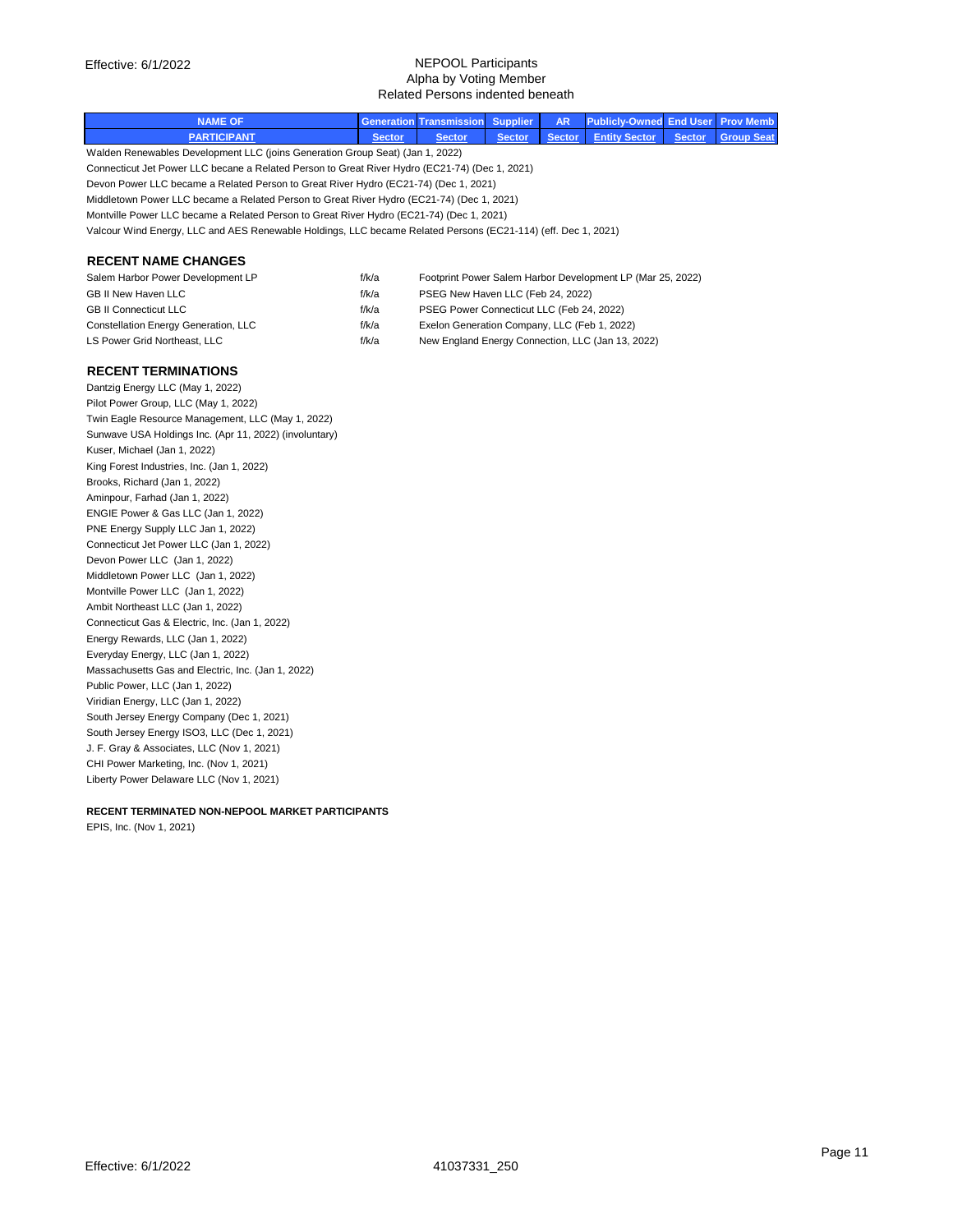NEPOOL Participants
Alpha by Voting Member
Related Persons indented beneath

| NAME OF PARTICIPANT | Generation Sector | Transmission Sector | Supplier Sector | AR Sector | Publicly-Owned Entity Sector | End User Sector | Prov Memb Group Seat |
|---|---|---|---|---|---|---|---|

Walden Renewables Development LLC (joins Generation Group Seat) (Jan 1, 2022)
Connecticut Jet Power LLC became a Related Person to Great River Hydro (EC21-74) (Dec 1, 2021)
Devon Power LLC became a Related Person to Great River Hydro (EC21-74) (Dec 1, 2021)
Middletown Power LLC became a Related Person to Great River Hydro (EC21-74) (Dec 1, 2021)
Montville Power LLC became a Related Person to Great River Hydro (EC21-74) (Dec 1, 2021)
Valcour Wind Energy, LLC and AES Renewable Holdings, LLC became Related Persons (EC21-114) (eff. Dec 1, 2021)

## RECENT NAME CHANGES

| | | |
|---|---|---|
| Salem Harbor Power Development LP | f/k/a | Footprint Power Salem Harbor Development LP (Mar 25, 2022) |
| GB II New Haven LLC | f/k/a | PSEG New Haven LLC (Feb 24, 2022) |
| GB II Connecticut LLC | f/k/a | PSEG Power Connecticut LLC (Feb 24, 2022) |
| Constellation Energy Generation, LLC | f/k/a | Exelon Generation Company, LLC (Feb 1, 2022) |
| LS Power Grid Northeast, LLC | f/k/a | New England Energy Connection, LLC (Jan 13, 2022) |

## RECENT TERMINATIONS

Dantzig Energy LLC (May 1, 2022)
Pilot Power Group, LLC (May 1, 2022)
Twin Eagle Resource Management, LLC (May 1, 2022)
Sunwave USA Holdings Inc. (Apr 11, 2022) (involuntary)
Kuser, Michael (Jan 1, 2022)
King Forest Industries, Inc. (Jan 1, 2022)
Brooks, Richard (Jan 1, 2022)
Aminpour, Farhad (Jan 1, 2022)
ENGIE Power & Gas LLC (Jan 1, 2022)
PNE Energy Supply LLC Jan 1, 2022)
Connecticut Jet Power LLC (Jan 1, 2022)
Devon Power LLC (Jan 1, 2022)
Middletown Power LLC (Jan 1, 2022)
Montville Power LLC (Jan 1, 2022)
Ambit Northeast LLC (Jan 1, 2022)
Connecticut Gas & Electric, Inc. (Jan 1, 2022)
Energy Rewards, LLC (Jan 1, 2022)
Everyday Energy, LLC (Jan 1, 2022)
Massachusetts Gas and Electric, Inc. (Jan 1, 2022)
Public Power, LLC (Jan 1, 2022)
Viridian Energy, LLC (Jan 1, 2022)
South Jersey Energy Company (Dec 1, 2021)
South Jersey Energy ISO3, LLC (Dec 1, 2021)
J. F. Gray & Associates, LLC (Nov 1, 2021)
CHI Power Marketing, Inc. (Nov 1, 2021)
Liberty Power Delaware LLC (Nov 1, 2021)

#### RECENT TERMINATED NON-NEPOOL MARKET PARTICIPANTS

EPIS, Inc. (Nov 1, 2021)